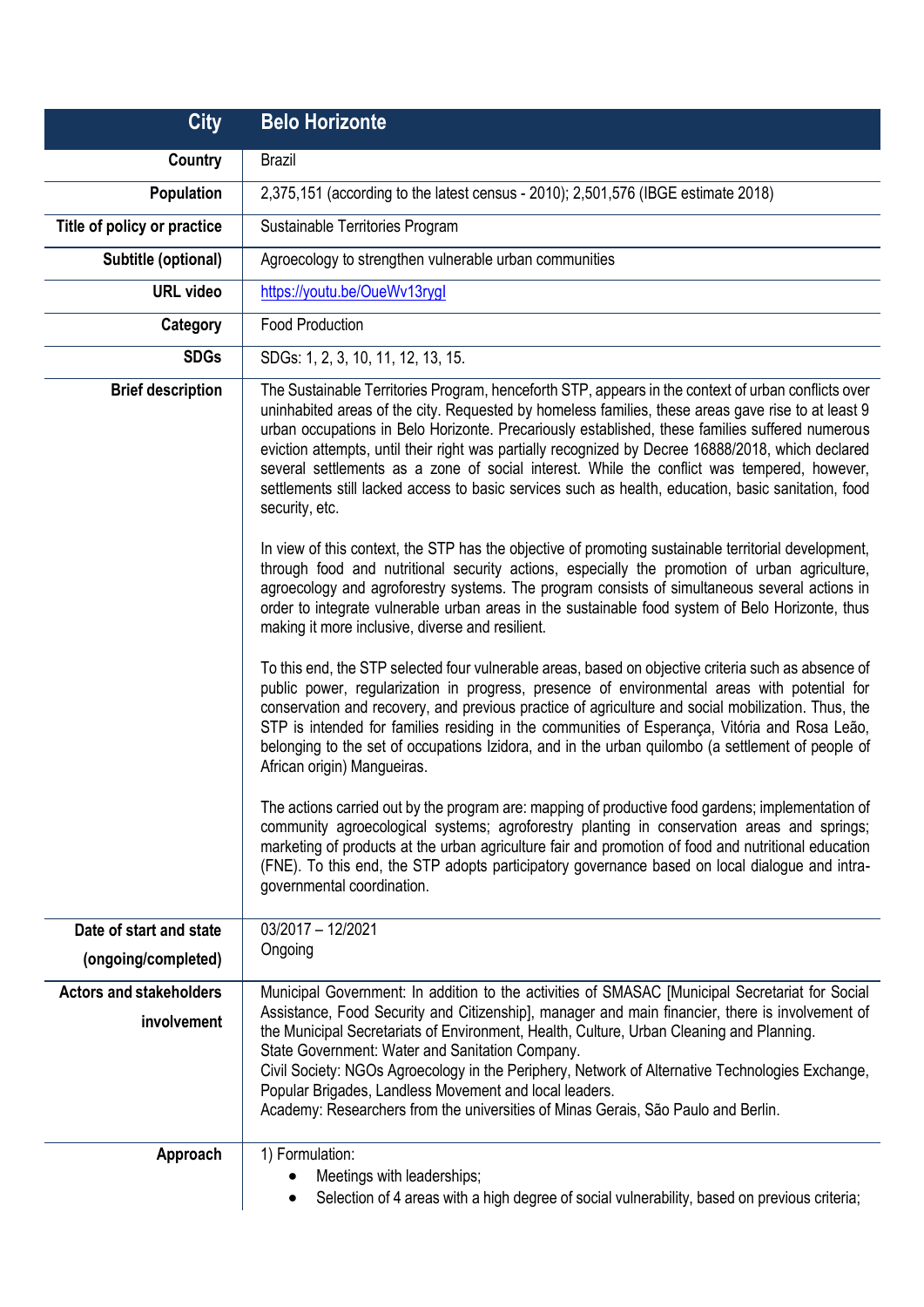| City | Belo Horizonte |
|---|---|
| Country | Brazil |
| Population | 2,375,151 (according to the latest census - 2010); 2,501,576 (IBGE estimate 2018) |
| Title of policy or practice | Sustainable Territories Program |
| Subtitle (optional) | Agroecology to strengthen vulnerable urban communities |
| URL video | https://youtu.be/OueWv13rygI |
| Category | Food Production |
| SDGs | SDGs: 1, 2, 3, 10, 11, 12, 13, 15. |
| Brief description | The Sustainable Territories Program, henceforth STP, appears in the context of urban conflicts over uninhabited areas of the city. Requested by homeless families, these areas gave rise to at least 9 urban occupations in Belo Horizonte. Precariously established, these families suffered numerous eviction attempts, until their right was partially recognized by Decree 16888/2018, which declared several settlements as a zone of social interest. While the conflict was tempered, however, settlements still lacked access to basic services such as health, education, basic sanitation, food security, etc.<br><br>In view of this context, the STP has the objective of promoting sustainable territorial development, through food and nutritional security actions, especially the promotion of urban agriculture, agroecology and agroforestry systems. The program consists of simultaneous several actions in order to integrate vulnerable urban areas in the sustainable food system of Belo Horizonte, thus making it more inclusive, diverse and resilient.<br><br>To this end, the STP selected four vulnerable areas, based on objective criteria such as absence of public power, regularization in progress, presence of environmental areas with potential for conservation and recovery, and previous practice of agriculture and social mobilization. Thus, the STP is intended for families residing in the communities of Esperança, Vitória and Rosa Leão, belonging to the set of occupations Izidora, and in the urban quilombo (a settlement of people of African origin) Mangueiras.<br><br>The actions carried out by the program are: mapping of productive food gardens; implementation of community agroecological systems; agroforestry planting in conservation areas and springs; marketing of products at the urban agriculture fair and promotion of food and nutritional education (FNE). To this end, the STP adopts participatory governance based on local dialogue and intra-governmental coordination. |
| Date of start and state (ongoing/completed) | 03/2017 – 12/2021<br>Ongoing |
| Actors and stakeholders involvement | Municipal Government: In addition to the activities of SMASAC [Municipal Secretariat for Social Assistance, Food Security and Citizenship], manager and main financier, there is involvement of the Municipal Secretariats of Environment, Health, Culture, Urban Cleaning and Planning.<br>State Government: Water and Sanitation Company.<br>Civil Society: NGOs Agroecology in the Periphery, Network of Alternative Technologies Exchange, Popular Brigades, Landless Movement and local leaders.<br>Academy: Researchers from the universities of Minas Gerais, São Paulo and Berlin. |
| Approach | 1) Formulation:<br>• Meetings with leaderships;<br>• Selection of 4 areas with a high degree of social vulnerability, based on previous criteria; |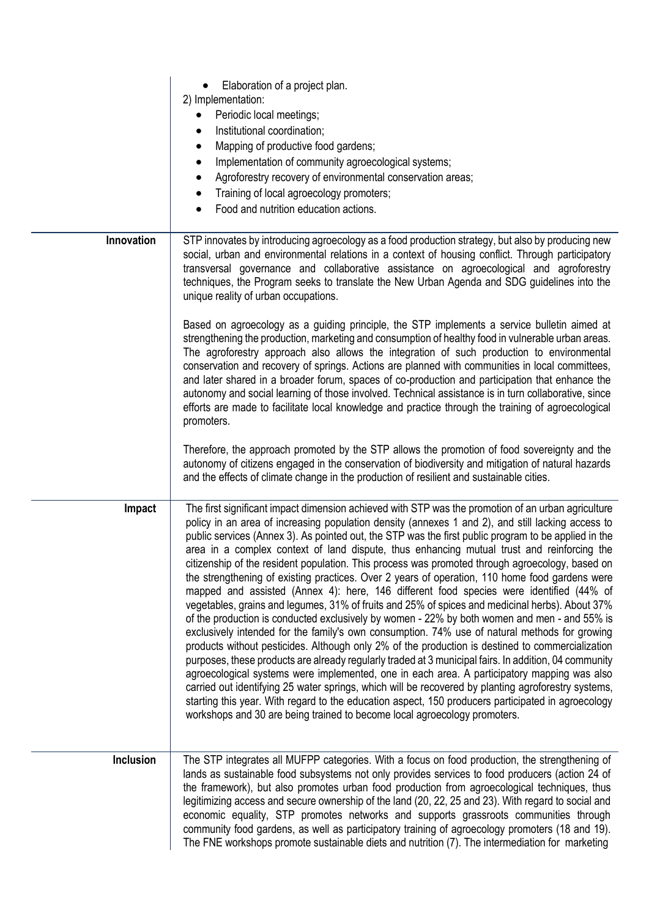| | |
|---|---|
| | • Elaboration of a project plan.<br>2) Implementation:<br>• Periodic local meetings;<br>• Institutional coordination;<br>• Mapping of productive food gardens;<br>• Implementation of community agroecological systems;<br>• Agroforestry recovery of environmental conservation areas;<br>• Training of local agroecology promoters;<br>• Food and nutrition education actions. |
| **Innovation** | STP innovates by introducing agroecology as a food production strategy, but also by producing new social, urban and environmental relations in a context of housing conflict. Through participatory transversal governance and collaborative assistance on agroecological and agroforestry techniques, the Program seeks to translate the New Urban Agenda and SDG guidelines into the unique reality of urban occupations.<br><br>Based on agroecology as a guiding principle, the STP implements a service bulletin aimed at strengthening the production, marketing and consumption of healthy food in vulnerable urban areas. The agroforestry approach also allows the integration of such production to environmental conservation and recovery of springs. Actions are planned with communities in local committees, and later shared in a broader forum, spaces of co-production and participation that enhance the autonomy and social learning of those involved. Technical assistance is in turn collaborative, since efforts are made to facilitate local knowledge and practice through the training of agroecological promoters.<br><br>Therefore, the approach promoted by the STP allows the promotion of food sovereignty and the autonomy of citizens engaged in the conservation of biodiversity and mitigation of natural hazards and the effects of climate change in the production of resilient and sustainable cities. |
| **Impact** | The first significant impact dimension achieved with STP was the promotion of an urban agriculture policy in an area of increasing population density (annexes 1 and 2), and still lacking access to public services (Annex 3). As pointed out, the STP was the first public program to be applied in the area in a complex context of land dispute, thus enhancing mutual trust and reinforcing the citizenship of the resident population. This process was promoted through agroecology, based on the strengthening of existing practices. Over 2 years of operation, 110 home food gardens were mapped and assisted (Annex 4): here, 146 different food species were identified (44% of vegetables, grains and legumes, 31% of fruits and 25% of spices and medicinal herbs). About 37% of the production is conducted exclusively by women - 22% by both women and men - and 55% is exclusively intended for the family's own consumption. 74% use of natural methods for growing products without pesticides. Although only 2% of the production is destined to commercialization purposes, these products are already regularly traded at 3 municipal fairs. In addition, 04 community agroecological systems were implemented, one in each area. A participatory mapping was also carried out identifying 25 water springs, which will be recovered by planting agroforestry systems, starting this year. With regard to the education aspect, 150 producers participated in agroecology workshops and 30 are being trained to become local agroecology promoters. |
| **Inclusion** | The STP integrates all MUFPP categories. With a focus on food production, the strengthening of lands as sustainable food subsystems not only provides services to food producers (action 24 of the framework), but also promotes urban food production from agroecological techniques, thus legitimizing access and secure ownership of the land (20, 22, 25 and 23). With regard to social and economic equality, STP promotes networks and supports grassroots communities through community food gardens, as well as participatory training of agroecology promoters (18 and 19). The FNE workshops promote sustainable diets and nutrition (7). The intermediation for marketing |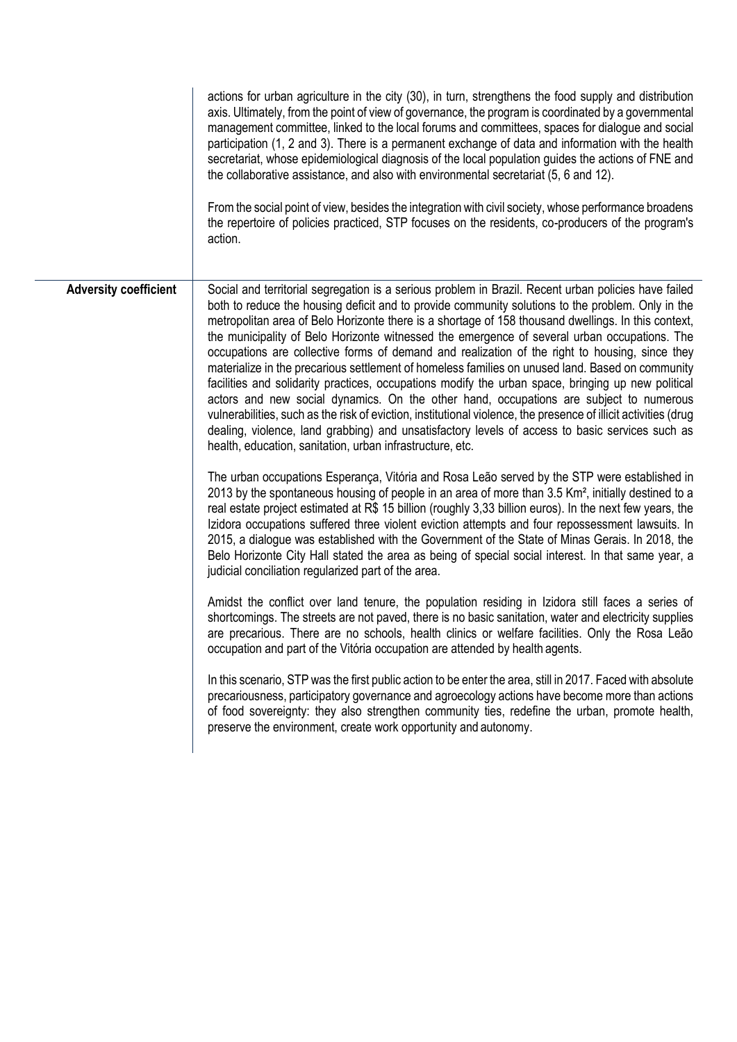| | |
|---|---|
| | actions for urban agriculture in the city (30), in turn, strengthens the food supply and distribution axis. Ultimately, from the point of view of governance, the program is coordinated by a governmental management committee, linked to the local forums and committees, spaces for dialogue and social participation (1, 2 and 3). There is a permanent exchange of data and information with the health secretariat, whose epidemiological diagnosis of the local population guides the actions of FNE and the collaborative assistance, and also with environmental secretariat (5, 6 and 12).<br><br>From the social point of view, besides the integration with civil society, whose performance broadens the repertoire of policies practiced, STP focuses on the residents, co-producers of the program's action. |
| **Adversity coefficient** | Social and territorial segregation is a serious problem in Brazil. Recent urban policies have failed both to reduce the housing deficit and to provide community solutions to the problem. Only in the metropolitan area of Belo Horizonte there is a shortage of 158 thousand dwellings. In this context, the municipality of Belo Horizonte witnessed the emergence of several urban occupations. The occupations are collective forms of demand and realization of the right to housing, since they materialize in the precarious settlement of homeless families on unused land. Based on community facilities and solidarity practices, occupations modify the urban space, bringing up new political actors and new social dynamics. On the other hand, occupations are subject to numerous vulnerabilities, such as the risk of eviction, institutional violence, the presence of illicit activities (drug dealing, violence, land grabbing) and unsatisfactory levels of access to basic services such as health, education, sanitation, urban infrastructure, etc.<br><br>The urban occupations Esperança, Vitória and Rosa Leão served by the STP were established in 2013 by the spontaneous housing of people in an area of more than 3.5 Km², initially destined to a real estate project estimated at R$ 15 billion (roughly 3,33 billion euros). In the next few years, the Izidora occupations suffered three violent eviction attempts and four repossessment lawsuits. In 2015, a dialogue was established with the Government of the State of Minas Gerais. In 2018, the Belo Horizonte City Hall stated the area as being of special social interest. In that same year, a judicial conciliation regularized part of the area.<br><br>Amidst the conflict over land tenure, the population residing in Izidora still faces a series of shortcomings. The streets are not paved, there is no basic sanitation, water and electricity supplies are precarious. There are no schools, health clinics or welfare facilities. Only the Rosa Leão occupation and part of the Vitória occupation are attended by health agents.<br><br>In this scenario, STP was the first public action to be enter the area, still in 2017. Faced with absolute precariousness, participatory governance and agroecology actions have become more than actions of food sovereignty: they also strengthen community ties, redefine the urban, promote health, preserve the environment, create work opportunity and autonomy. |